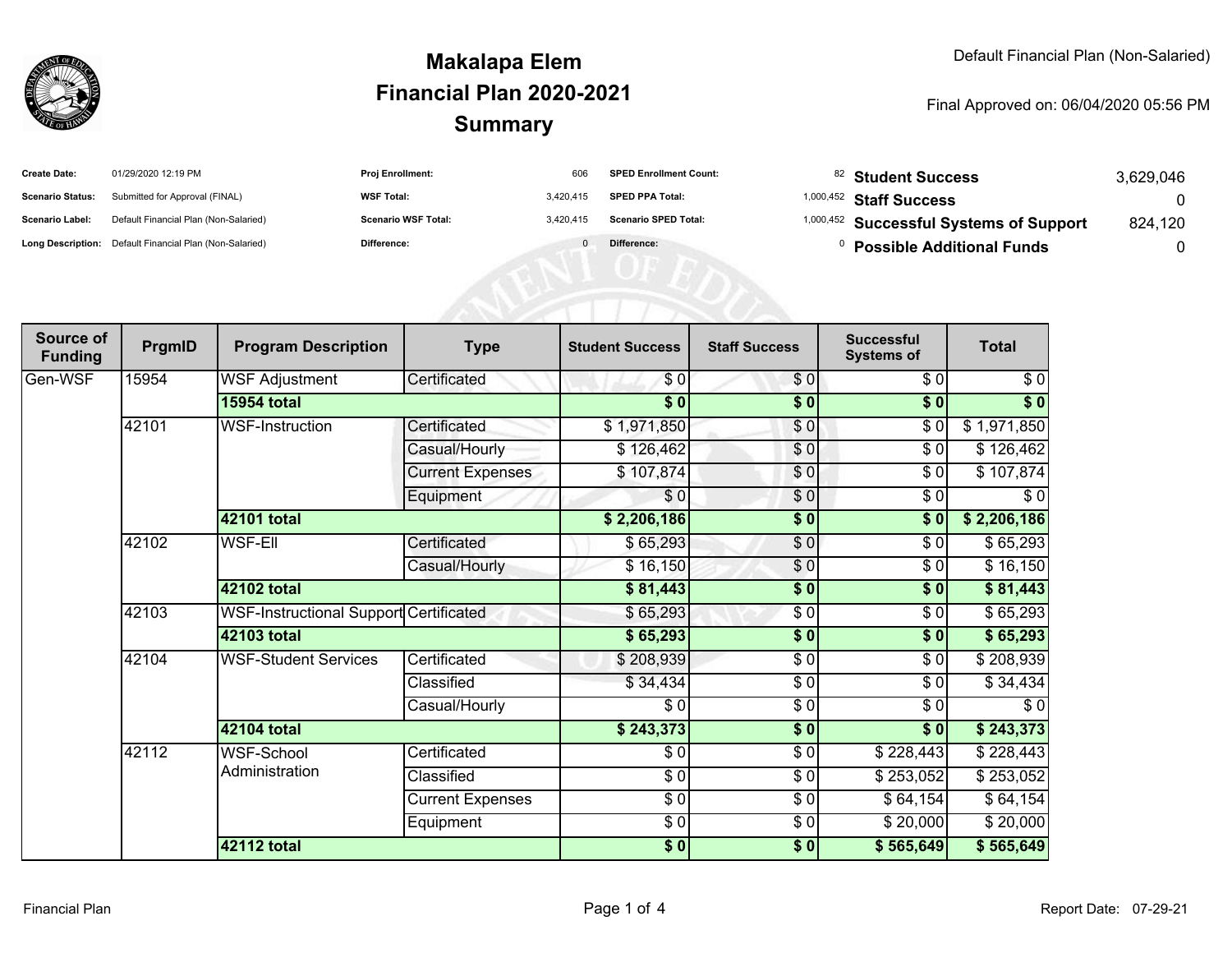# Makalapa Elem
## Financial Plan 2020-2021
## Summary

Default Financial Plan (Non-Salaried)

Final Approved on: 06/04/2020 05:56 PM

| | | | | | | | |
|---|---|---|---|---|---|---|---|
| **Create Date:** | 01/29/2020 12:19 PM | **Proj Enrollment:** | 606 | **SPED Enrollment Count:** | 82 | **Student Success** | 3,629,046 |
| **Scenario Status:** | Submitted for Approval (FINAL) | **WSF Total:** | 3,420,415 | **SPED PPA Total:** | 1,000,452 | **Staff Success** | 0 |
| **Scenario Label:** | Default Financial Plan (Non-Salaried) | **Scenario WSF Total:** | 3,420,415 | **Scenario SPED Total:** | 1,000,452 | **Successful Systems of Support** | 824,120 |
| **Long Description:** | Default Financial Plan (Non-Salaried) | **Difference:** | 0 | **Difference:** | 0 | **Possible Additional Funds** | 0 |

| Source of Funding | PrgmID | Program Description | Type | Student Success | Staff Success | Successful Systems of | Total |
|---|---|---|---|---|---|---|---|
| Gen-WSF | 15954 | WSF Adjustment | Certificated | $ 0 | $ 0 | $ 0 | $ 0 |
| | | **15954 total** | | **$ 0** | **$ 0** | **$ 0** | **$ 0** |
| | 42101 | WSF-Instruction | Certificated | $ 1,971,850 | $ 0 | $ 0 | $ 1,971,850 |
| | | | Casual/Hourly | $ 126,462 | $ 0 | $ 0 | $ 126,462 |
| | | | Current Expenses | $ 107,874 | $ 0 | $ 0 | $ 107,874 |
| | | | Equipment | $ 0 | $ 0 | $ 0 | $ 0 |
| | | **42101 total** | | **$ 2,206,186** | **$ 0** | **$ 0** | **$ 2,206,186** |
| | 42102 | WSF-Ell | Certificated | $ 65,293 | $ 0 | $ 0 | $ 65,293 |
| | | | Casual/Hourly | $ 16,150 | $ 0 | $ 0 | $ 16,150 |
| | | **42102 total** | | **$ 81,443** | **$ 0** | **$ 0** | **$ 81,443** |
| | 42103 | WSF-Instructional Support | Certificated | $ 65,293 | $ 0 | $ 0 | $ 65,293 |
| | | **42103 total** | | **$ 65,293** | **$ 0** | **$ 0** | **$ 65,293** |
| | 42104 | WSF-Student Services | Certificated | $ 208,939 | $ 0 | $ 0 | $ 208,939 |
| | | | Classified | $ 34,434 | $ 0 | $ 0 | $ 34,434 |
| | | | Casual/Hourly | $ 0 | $ 0 | $ 0 | $ 0 |
| | | **42104 total** | | **$ 243,373** | **$ 0** | **$ 0** | **$ 243,373** |
| | 42112 | WSF-School Administration | Certificated | $ 0 | $ 0 | $ 228,443 | $ 228,443 |
| | | | Classified | $ 0 | $ 0 | $ 253,052 | $ 253,052 |
| | | | Current Expenses | $ 0 | $ 0 | $ 64,154 | $ 64,154 |
| | | | Equipment | $ 0 | $ 0 | $ 20,000 | $ 20,000 |
| | | **42112 total** | | **$ 0** | **$ 0** | **$ 565,649** | **$ 565,649** |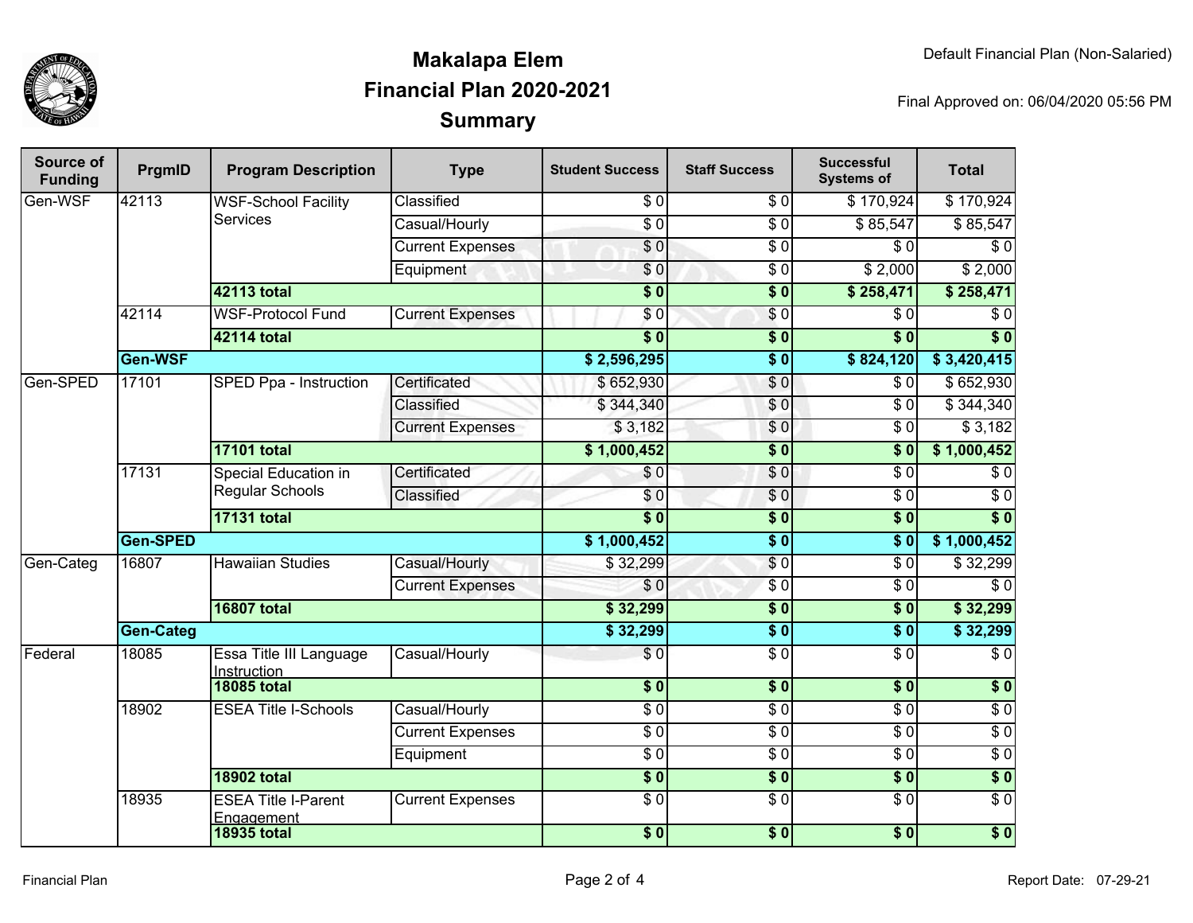# Makalapa Elem
## Financial Plan 2020-2021
## Summary

Default Financial Plan (Non-Salaried)

Final Approved on: 06/04/2020 05:56 PM

| Source of Funding | PrgmID | Program Description | Type | Student Success | Staff Success | Successful Systems of | Total |
|---|---|---|---|---|---|---|---|
| Gen-WSF | 42113 | WSF-School Facility Services | Classified | $ 0 | $ 0 | $ 170,924 | $ 170,924 |
| | | | Casual/Hourly | $ 0 | $ 0 | $ 85,547 | $ 85,547 |
| | | | Current Expenses | $ 0 | $ 0 | $ 0 | $ 0 |
| | | | Equipment | $ 0 | $ 0 | $ 2,000 | $ 2,000 |
| | | **42113 total** | | **$ 0** | **$ 0** | **$ 258,471** | **$ 258,471** |
| | 42114 | WSF-Protocol Fund | Current Expenses | $ 0 | $ 0 | $ 0 | $ 0 |
| | | **42114 total** | | **$ 0** | **$ 0** | **$ 0** | **$ 0** |
| | **Gen-WSF** | | | **$ 2,596,295** | **$ 0** | **$ 824,120** | **$ 3,420,415** |
| Gen-SPED | 17101 | SPED Ppa - Instruction | Certificated | $ 652,930 | $ 0 | $ 0 | $ 652,930 |
| | | | Classified | $ 344,340 | $ 0 | $ 0 | $ 344,340 |
| | | | Current Expenses | $ 3,182 | $ 0 | $ 0 | $ 3,182 |
| | | **17101 total** | | **$ 1,000,452** | **$ 0** | **$ 0** | **$ 1,000,452** |
| | 17131 | Special Education in Regular Schools | Certificated | $ 0 | $ 0 | $ 0 | $ 0 |
| | | | Classified | $ 0 | $ 0 | $ 0 | $ 0 |
| | | **17131 total** | | **$ 0** | **$ 0** | **$ 0** | **$ 0** |
| | **Gen-SPED** | | | **$ 1,000,452** | **$ 0** | **$ 0** | **$ 1,000,452** |
| Gen-Categ | 16807 | Hawaiian Studies | Casual/Hourly | $ 32,299 | $ 0 | $ 0 | $ 32,299 |
| | | | Current Expenses | $ 0 | $ 0 | $ 0 | $ 0 |
| | | **16807 total** | | **$ 32,299** | **$ 0** | **$ 0** | **$ 32,299** |
| | **Gen-Categ** | | | **$ 32,299** | **$ 0** | **$ 0** | **$ 32,299** |
| Federal | 18085 | Essa Title III Language Instruction | Casual/Hourly | $ 0 | $ 0 | $ 0 | $ 0 |
| | | **18085 total** | | **$ 0** | **$ 0** | **$ 0** | **$ 0** |
| | 18902 | ESEA Title I-Schools | Casual/Hourly | $ 0 | $ 0 | $ 0 | $ 0 |
| | | | Current Expenses | $ 0 | $ 0 | $ 0 | $ 0 |
| | | | Equipment | $ 0 | $ 0 | $ 0 | $ 0 |
| | | **18902 total** | | **$ 0** | **$ 0** | **$ 0** | **$ 0** |
| | 18935 | ESEA Title I-Parent Engagement | Current Expenses | $ 0 | $ 0 | $ 0 | $ 0 |
| | | **18935 total** | | **$ 0** | **$ 0** | **$ 0** | **$ 0** |

Financial Plan

Report Date: 07-29-21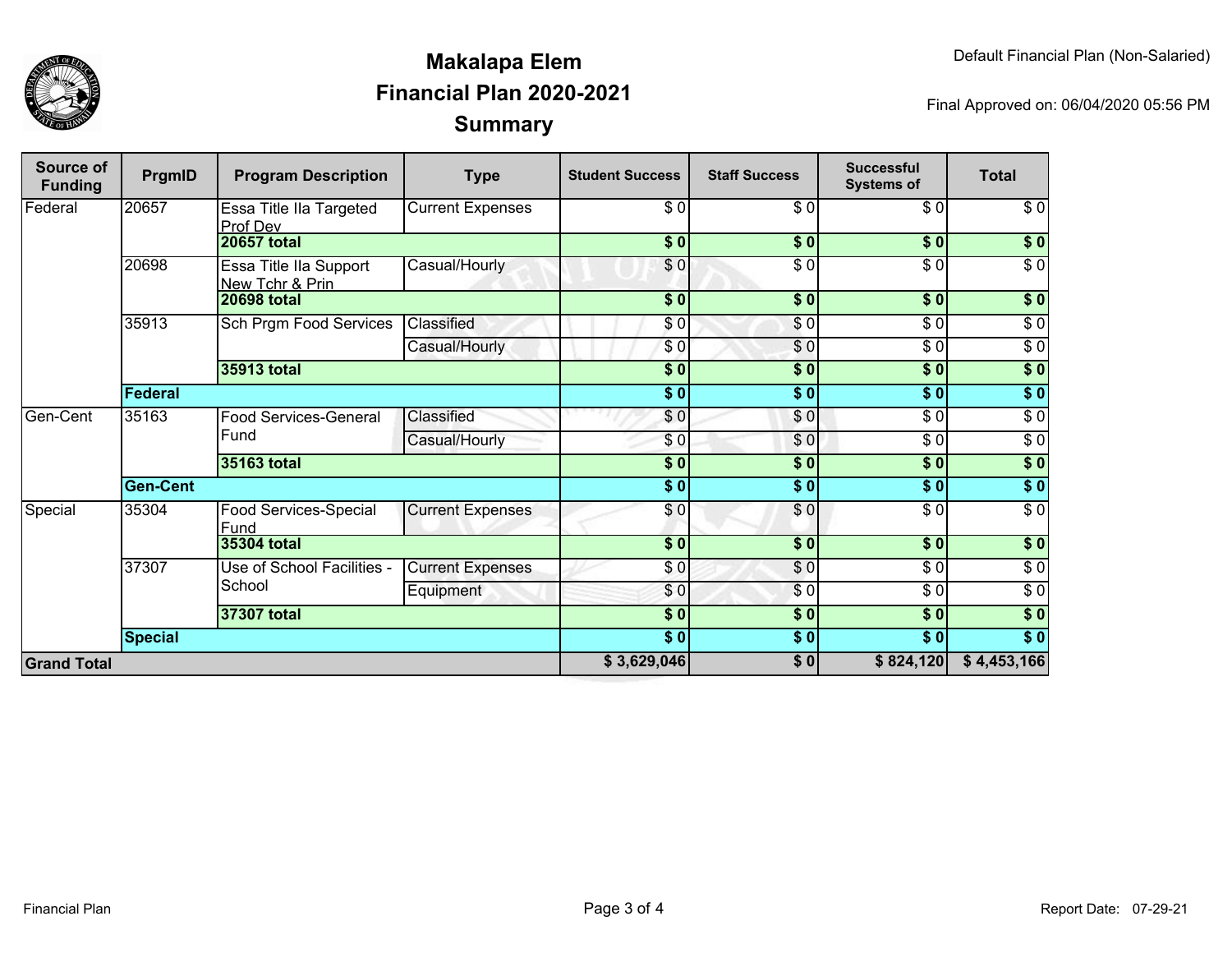# Makalapa Elem
## Financial Plan 2020-2021
## Summary

Default Financial Plan (Non-Salaried)

Final Approved on: 06/04/2020 05:56 PM

| Source of Funding | PrgmID | Program Description | Type | Student Success | Staff Success | Successful Systems of | Total |
|---|---|---|---|---|---|---|---|
| Federal | 20657 | Essa Title IIa Targeted Prof Dev | Current Expenses | $ 0 | $ 0 | $ 0 | $ 0 |
| | | **20657 total** | | **$ 0** | **$ 0** | **$ 0** | **$ 0** |
| | 20698 | Essa Title IIa Support New Tchr & Prin | Casual/Hourly | $ 0 | $ 0 | $ 0 | $ 0 |
| | | **20698 total** | | **$ 0** | **$ 0** | **$ 0** | **$ 0** |
| | 35913 | Sch Prgm Food Services | Classified | $ 0 | $ 0 | $ 0 | $ 0 |
| | | | Casual/Hourly | $ 0 | $ 0 | $ 0 | $ 0 |
| | | **35913 total** | | **$ 0** | **$ 0** | **$ 0** | **$ 0** |
| | **Federal** | | | **$ 0** | **$ 0** | **$ 0** | **$ 0** |
| Gen-Cent | 35163 | Food Services-General Fund | Classified | $ 0 | $ 0 | $ 0 | $ 0 |
| | | | Casual/Hourly | $ 0 | $ 0 | $ 0 | $ 0 |
| | | **35163 total** | | **$ 0** | **$ 0** | **$ 0** | **$ 0** |
| | **Gen-Cent** | | | **$ 0** | **$ 0** | **$ 0** | **$ 0** |
| Special | 35304 | Food Services-Special Fund | Current Expenses | $ 0 | $ 0 | $ 0 | $ 0 |
| | | **35304 total** | | **$ 0** | **$ 0** | **$ 0** | **$ 0** |
| | 37307 | Use of School Facilities - School | Current Expenses | $ 0 | $ 0 | $ 0 | $ 0 |
| | | | Equipment | $ 0 | $ 0 | $ 0 | $ 0 |
| | | **37307 total** | | **$ 0** | **$ 0** | **$ 0** | **$ 0** |
| | **Special** | | | **$ 0** | **$ 0** | **$ 0** | **$ 0** |
| **Grand Total** | | | | **$ 3,629,046** | **$ 0** | **$ 824,120** | **$ 4,453,166** |

Financial Plan

Report Date: 07-29-21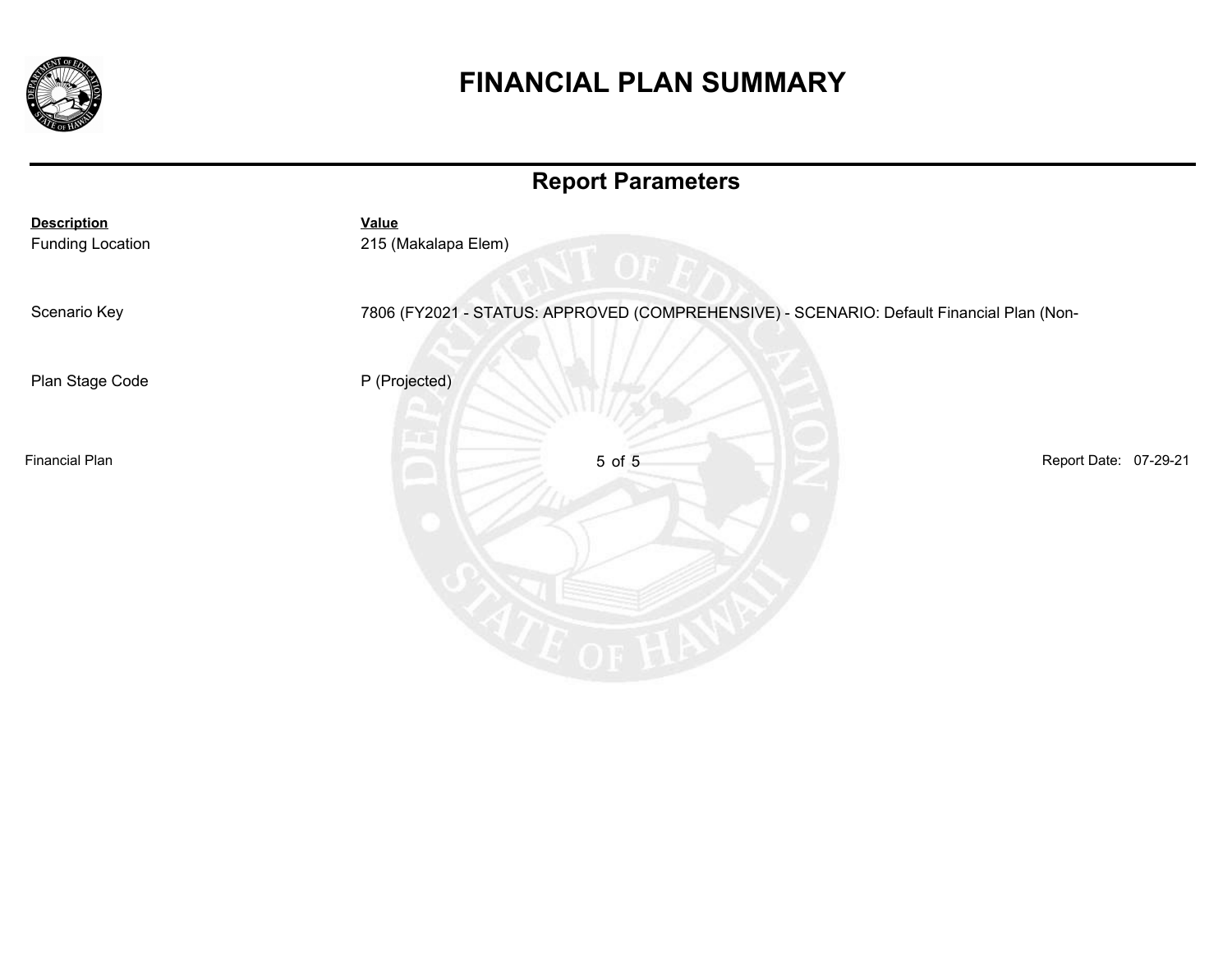# FINANCIAL PLAN SUMMARY

## Report Parameters

| Description | Value |
| --- | --- |
| Funding Location | 215 (Makalapa Elem) |
| Scenario Key | 7806 (FY2021 - STATUS: APPROVED (COMPREHENSIVE) - SCENARIO: Default Financial Plan (Non- |
| Plan Stage Code | P (Projected) |